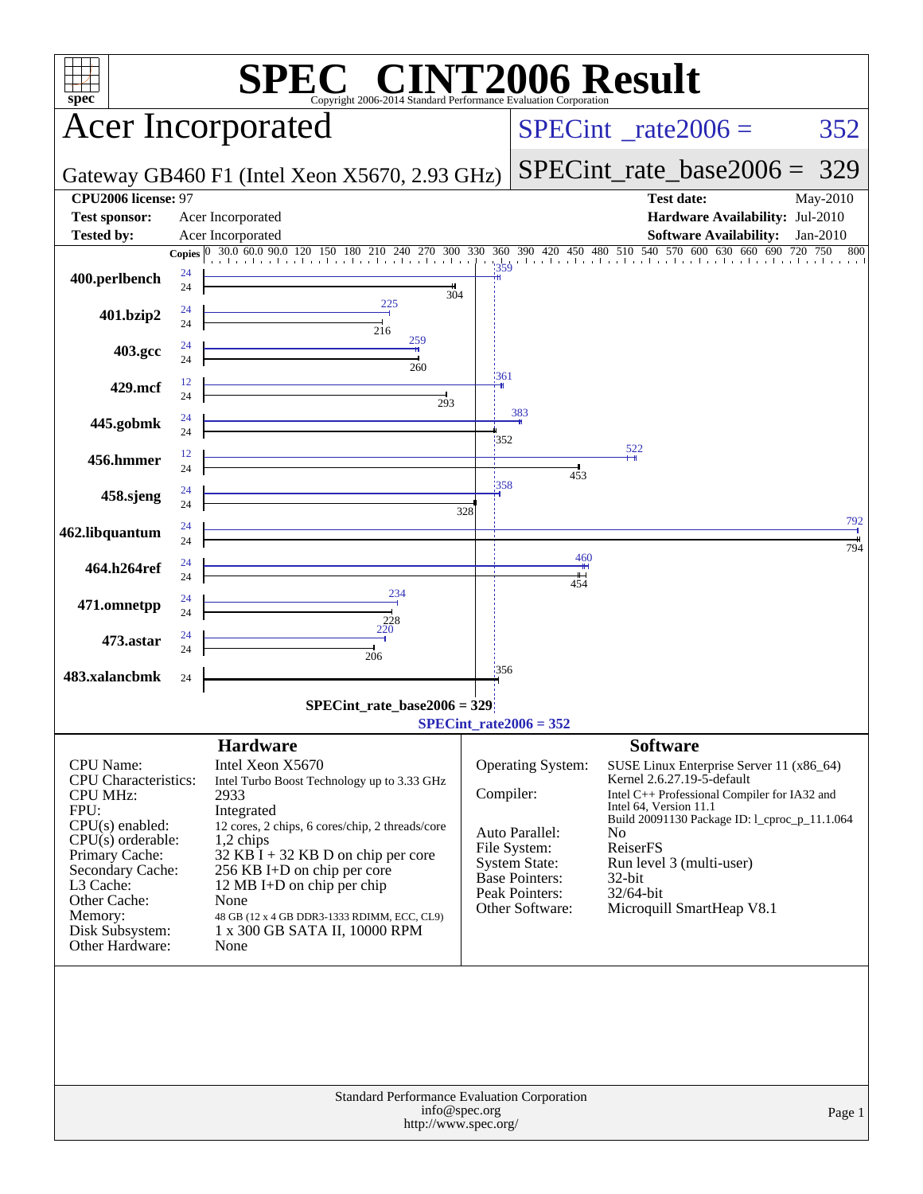# SPEC CINT2006 Result

Copyright 2006-2014 Standard Performance Evaluation Corporation

## Acer Incorporated

Gateway GB460 F1 (Intel Xeon X5670, 2.93 GHz)

SPECint_rate2006 = 352

SPECint_rate_base2006 = 329

| | | | |
|---|---|---|---|
| **CPU2006 license:** | 97 | **Test date:** | May-2010 |
| **Test sponsor:** | Acer Incorporated | **Hardware Availability:** | Jul-2010 |
| **Tested by:** | Acer Incorporated | **Software Availability:** | Jan-2010 |

| Benchmark | Copies (peak) | Peak | Copies (base) | Base |
|---|---|---|---|---|
| 400.perlbench | 24 | 359 | 24 | 304 |
| 401.bzip2 | 24 | 225 | 24 | 216 |
| 403.gcc | 24 | 259 | 24 | 260 |
| 429.mcf | 12 | 361 | 24 | 293 |
| 445.gobmk | 24 | 383 | 24 | 352 |
| 456.hmmer | 12 | 522 | 24 | 453 |
| 458.sjeng | 24 | 358 | 24 | 328 |
| 462.libquantum | 24 | 792 | 24 | 794 |
| 464.h264ref | 24 | 460 | 24 | 454 |
| 471.omnetpp | 24 | 234 | 24 | 228 |
| 473.astar | 24 | 220 | 24 | 206 |
| 483.xalancbmk | | | 24 | 356 |

SPECint_rate_base2006 = 329

SPECint_rate2006 = 352

### Hardware

| | |
|---|---|
| CPU Name: | Intel Xeon X5670 |
| CPU Characteristics: | Intel Turbo Boost Technology up to 3.33 GHz |
| CPU MHz: | 2933 |
| FPU: | Integrated |
| CPU(s) enabled: | 12 cores, 2 chips, 6 cores/chip, 2 threads/core |
| CPU(s) orderable: | 1,2 chips |
| Primary Cache: | 32 KB I + 32 KB D on chip per core |
| Secondary Cache: | 256 KB I+D on chip per core |
| L3 Cache: | 12 MB I+D on chip per chip |
| Other Cache: | None |
| Memory: | 48 GB (12 x 4 GB DDR3-1333 RDIMM, ECC, CL9) |
| Disk Subsystem: | 1 x 300 GB SATA II, 10000 RPM |
| Other Hardware: | None |

### Software

| | |
|---|---|
| Operating System: | SUSE Linux Enterprise Server 11 (x86_64) Kernel 2.6.27.19-5-default |
| Compiler: | Intel C++ Professional Compiler for IA32 and Intel 64, Version 11.1 Build 20091130 Package ID: l_cproc_p_11.1.064 |
| Auto Parallel: | No |
| File System: | ReiserFS |
| System State: | Run level 3 (multi-user) |
| Base Pointers: | 32-bit |
| Peak Pointers: | 32/64-bit |
| Other Software: | Microquill SmartHeap V8.1 |

Standard Performance Evaluation Corporation
info@spec.org
http://www.spec.org/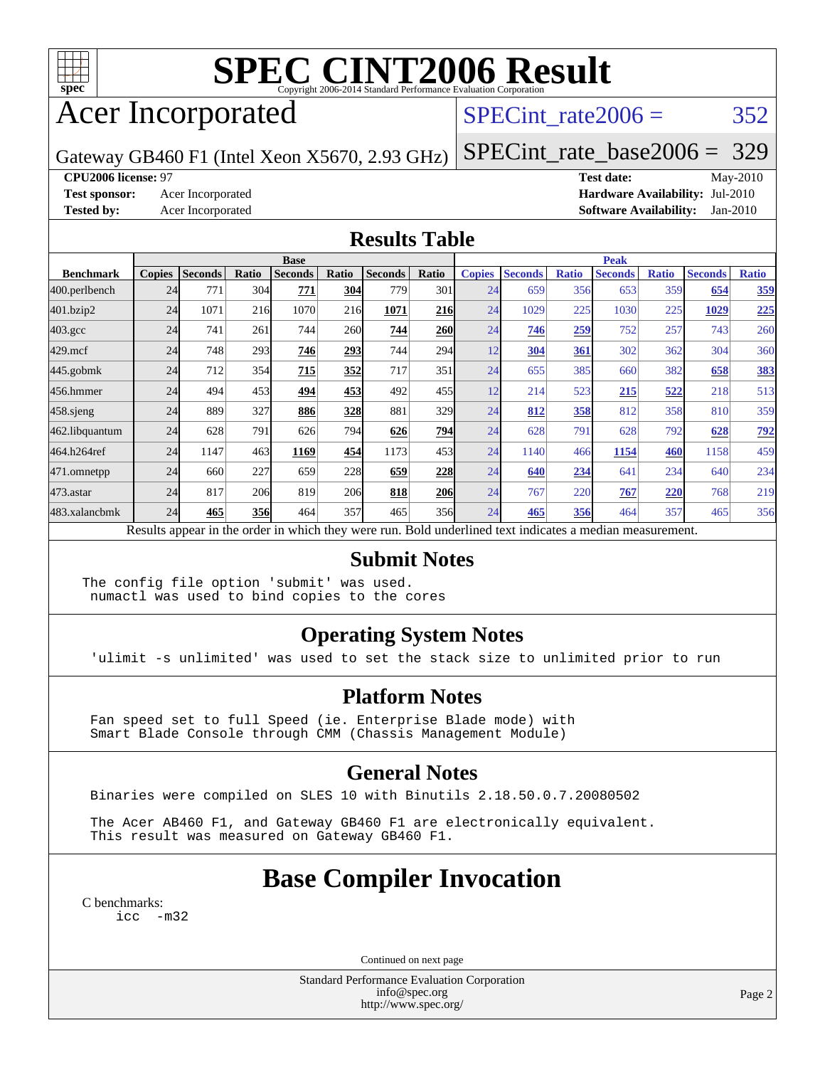# SPEC CINT2006 Result

Copyright 2006-2014 Standard Performance Evaluation Corporation

# Acer Incorporated

Gateway GB460 F1 (Intel Xeon X5670, 2.93 GHz)

SPECint_rate2006 = 352

SPECint_rate_base2006 = 329

**CPU2006 license:** 97

**Test sponsor:** Acer Incorporated

**Tested by:** Acer Incorporated

**Test date:** May-2010

**Hardware Availability:** Jul-2010

**Software Availability:** Jan-2010

## Results Table

| | Base | | | | | | | Peak | | | | | | |
|---|---|---|---|---|---|---|---|---|---|---|---|---|---|---|
| **Benchmark** | **Copies** | **Seconds** | **Ratio** | **Seconds** | **Ratio** | **Seconds** | **Ratio** | **Copies** | **Seconds** | **Ratio** | **Seconds** | **Ratio** | **Seconds** | **Ratio** |
| 400.perlbench | 24 | 771 | 304 | **771** | **304** | 779 | 301 | 24 | 659 | 356 | 653 | 359 | **654** | **359** |
| 401.bzip2 | 24 | 1071 | 216 | 1070 | 216 | **1071** | **216** | 24 | 1029 | 225 | 1030 | 225 | **1029** | **225** |
| 403.gcc | 24 | 741 | 261 | 744 | 260 | **744** | **260** | 24 | **746** | **259** | 752 | 257 | 743 | 260 |
| 429.mcf | 24 | 748 | 293 | **746** | **293** | 744 | 294 | 12 | **304** | **361** | 302 | 362 | 304 | 360 |
| 445.gobmk | 24 | 712 | 354 | **715** | **352** | 717 | 351 | 24 | 655 | 385 | 660 | 382 | **658** | **383** |
| 456.hmmer | 24 | 494 | 453 | **494** | **453** | 492 | 455 | 12 | 214 | 523 | **215** | **522** | 218 | 513 |
| 458.sjeng | 24 | 889 | 327 | **886** | **328** | 881 | 329 | 24 | **812** | **358** | 812 | 358 | 810 | 359 |
| 462.libquantum | 24 | 628 | 791 | 626 | 794 | **626** | **794** | 24 | 628 | 791 | 628 | 792 | **628** | **792** |
| 464.h264ref | 24 | 1147 | 463 | **1169** | **454** | 1173 | 453 | 24 | 1140 | 466 | **1154** | **460** | 1158 | 459 |
| 471.omnetpp | 24 | 660 | 227 | 659 | 228 | **659** | **228** | 24 | **640** | **234** | 641 | 234 | 640 | 234 |
| 473.astar | 24 | 817 | 206 | 819 | 206 | **818** | **206** | 24 | 767 | 220 | **767** | **220** | 768 | 219 |
| 483.xalancbmk | 24 | **465** | **356** | 464 | 357 | 465 | 356 | 24 | **465** | **356** | 464 | 357 | 465 | 356 |

Results appear in the order in which they were run. Bold underlined text indicates a median measurement.

## Submit Notes

```
The config file option 'submit' was used.
 numactl was used to bind copies to the cores
```

## Operating System Notes

```
'ulimit -s unlimited' was used to set the stack size to unlimited prior to run
```

## Platform Notes

```
Fan speed set to full Speed (ie. Enterprise Blade mode) with
Smart Blade Console through CMM (Chassis Management Module)
```

## General Notes

```
Binaries were compiled on SLES 10 with Binutils 2.18.50.0.7.20080502

The Acer AB460 F1, and Gateway GB460 F1 are electronically equivalent.
This result was measured on Gateway GB460 F1.
```

## Base Compiler Invocation

C benchmarks:

```
icc  -m32
```

Continued on next page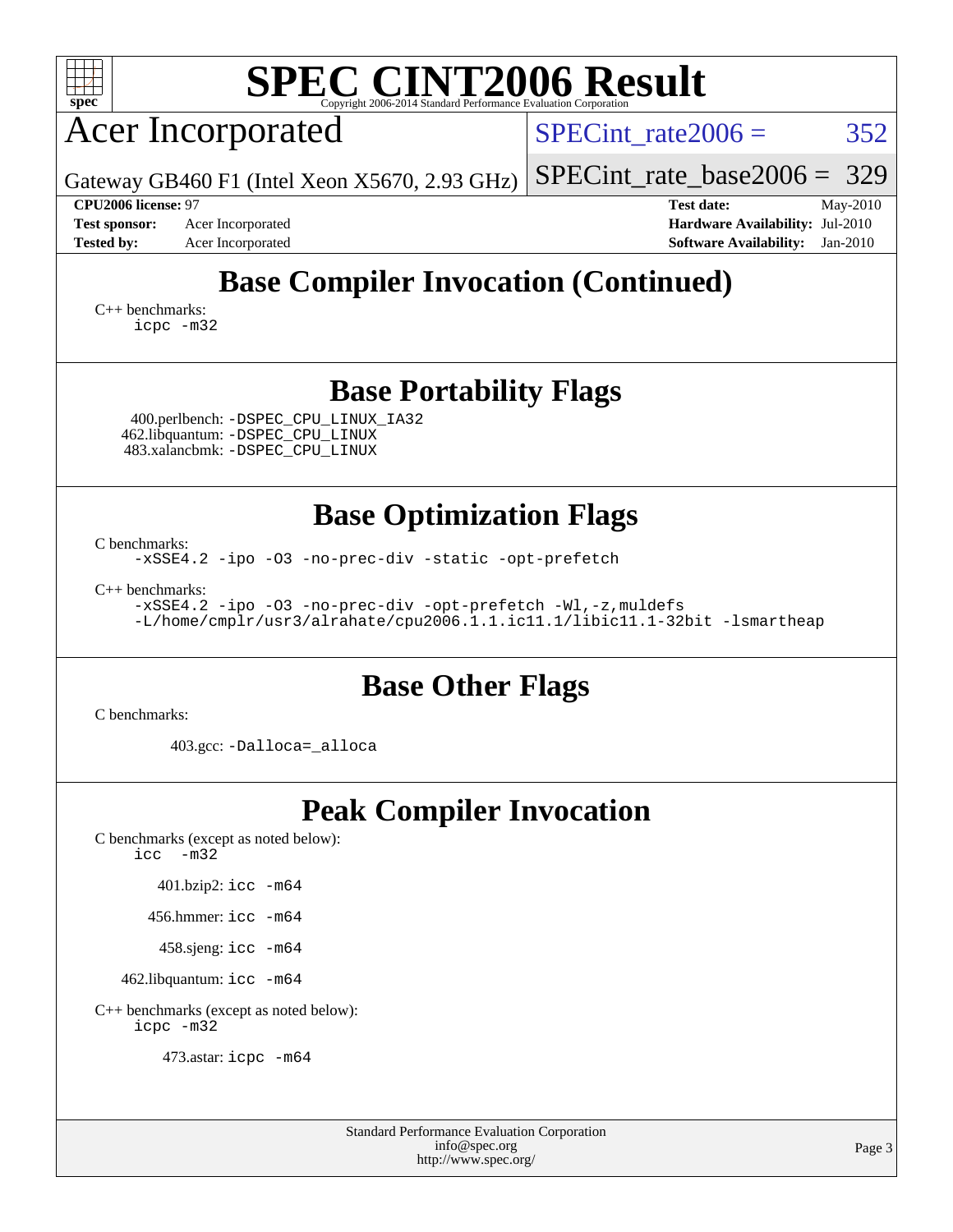# SPEC CINT2006 Result

Copyright 2006-2014 Standard Performance Evaluation Corporation

## Acer Incorporated

Gateway GB460 F1 (Intel Xeon X5670, 2.93 GHz)

SPECint_rate2006 = 352

SPECint_rate_base2006 = 329

**CPU2006 license:** 97
**Test sponsor:** Acer Incorporated
**Tested by:** Acer Incorporated

**Test date:** May-2010
**Hardware Availability:** Jul-2010
**Software Availability:** Jan-2010

## Base Compiler Invocation (Continued)

C++ benchmarks:
`icpc -m32`

## Base Portability Flags

400.perlbench: `-DSPEC_CPU_LINUX_IA32`
462.libquantum: `-DSPEC_CPU_LINUX`
483.xalancbmk: `-DSPEC_CPU_LINUX`

## Base Optimization Flags

C benchmarks:
`-xSSE4.2 -ipo -O3 -no-prec-div -static -opt-prefetch`

C++ benchmarks:
`-xSSE4.2 -ipo -O3 -no-prec-div -opt-prefetch -Wl,-z,muldefs -L/home/cmplr/usr3/alrahate/cpu2006.1.1.ic11.1/libic11.1-32bit -lsmartheap`

## Base Other Flags

C benchmarks:

403.gcc: `-Dalloca=_alloca`

## Peak Compiler Invocation

C benchmarks (except as noted below):
`icc -m32`

401.bzip2: `icc -m64`

456.hmmer: `icc -m64`

458.sjeng: `icc -m64`

462.libquantum: `icc -m64`

C++ benchmarks (except as noted below):
`icpc -m32`

473.astar: `icpc -m64`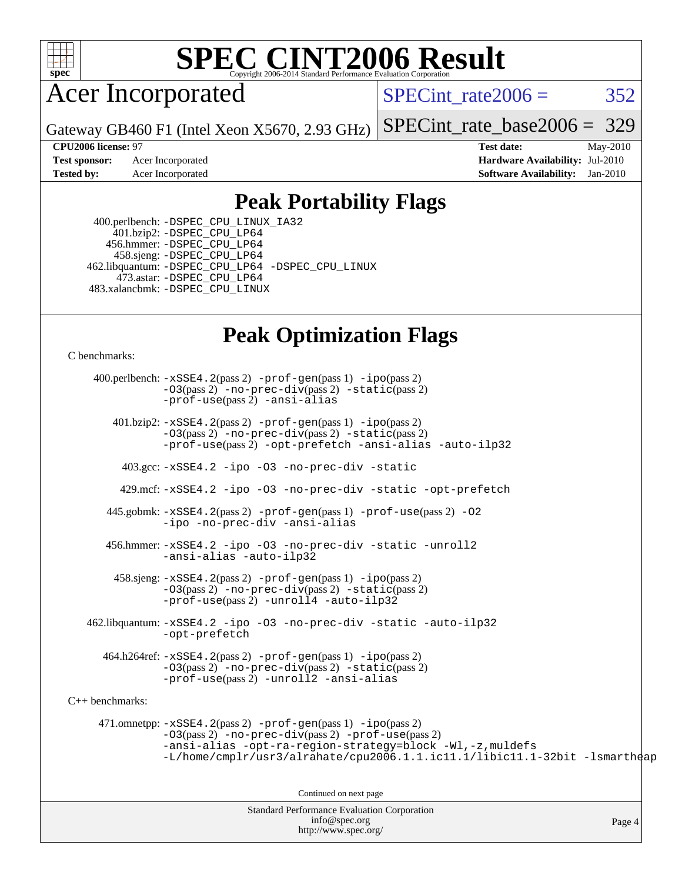# SPEC CINT2006 Result

Copyright 2006-2014 Standard Performance Evaluation Corporation

## Acer Incorporated

Gateway GB460 F1 (Intel Xeon X5670, 2.93 GHz)

SPECint_rate2006 = 352

SPECint_rate_base2006 = 329

**CPU2006 license:** 97
**Test sponsor:** Acer Incorporated
**Tested by:** Acer Incorporated

**Test date:** May-2010
**Hardware Availability:** Jul-2010
**Software Availability:** Jan-2010

## Peak Portability Flags

400.perlbench: -DSPEC_CPU_LINUX_IA32
401.bzip2: -DSPEC_CPU_LP64
456.hmmer: -DSPEC_CPU_LP64
458.sjeng: -DSPEC_CPU_LP64
462.libquantum: -DSPEC_CPU_LP64 -DSPEC_CPU_LINUX
473.astar: -DSPEC_CPU_LP64
483.xalancbmk: -DSPEC_CPU_LINUX

## Peak Optimization Flags

C benchmarks:

400.perlbench: -xSSE4.2(pass 2) -prof-gen(pass 1) -ipo(pass 2) -O3(pass 2) -no-prec-div(pass 2) -static(pass 2) -prof-use(pass 2) -ansi-alias

401.bzip2: -xSSE4.2(pass 2) -prof-gen(pass 1) -ipo(pass 2) -O3(pass 2) -no-prec-div(pass 2) -static(pass 2) -prof-use(pass 2) -opt-prefetch -ansi-alias -auto-ilp32

403.gcc: -xSSE4.2 -ipo -O3 -no-prec-div -static

429.mcf: -xSSE4.2 -ipo -O3 -no-prec-div -static -opt-prefetch

445.gobmk: -xSSE4.2(pass 2) -prof-gen(pass 1) -prof-use(pass 2) -O2 -ipo -no-prec-div -ansi-alias

456.hmmer: -xSSE4.2 -ipo -O3 -no-prec-div -static -unroll2 -ansi-alias -auto-ilp32

458.sjeng: -xSSE4.2(pass 2) -prof-gen(pass 1) -ipo(pass 2) -O3(pass 2) -no-prec-div(pass 2) -static(pass 2) -prof-use(pass 2) -unroll4 -auto-ilp32

462.libquantum: -xSSE4.2 -ipo -O3 -no-prec-div -static -auto-ilp32 -opt-prefetch

464.h264ref: -xSSE4.2(pass 2) -prof-gen(pass 1) -ipo(pass 2) -O3(pass 2) -no-prec-div(pass 2) -static(pass 2) -prof-use(pass 2) -unroll2 -ansi-alias

C++ benchmarks:

471.omnetpp: -xSSE4.2(pass 2) -prof-gen(pass 1) -ipo(pass 2) -O3(pass 2) -no-prec-div(pass 2) -prof-use(pass 2) -ansi-alias -opt-ra-region-strategy=block -Wl,-z,muldefs -L/home/cmplr/usr3/alrahate/cpu2006.1.1.ic11.1/libic11.1-32bit -lsmartheap

Continued on next page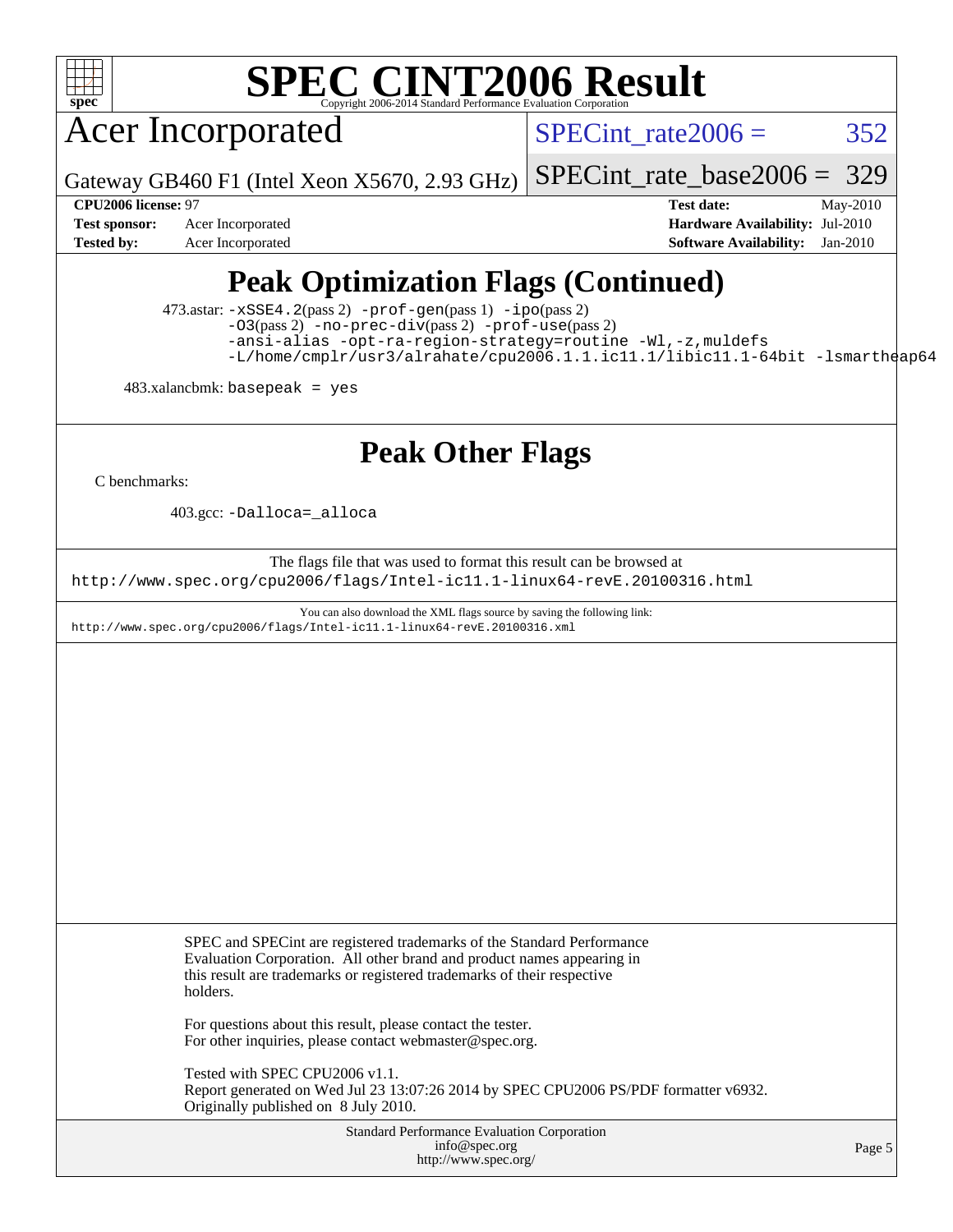# SPEC CINT2006 Result

Copyright 2006-2014 Standard Performance Evaluation Corporation

## Acer Incorporated

Gateway GB460 F1 (Intel Xeon X5670, 2.93 GHz)

SPECint_rate2006 = 352

SPECint_rate_base2006 = 329

**CPU2006 license:** 97
**Test sponsor:** Acer Incorporated
**Tested by:** Acer Incorporated

**Test date:** May-2010
**Hardware Availability:** Jul-2010
**Software Availability:** Jan-2010

## Peak Optimization Flags (Continued)

473.astar: `-xSSE4.2`(pass 2) `-prof-gen`(pass 1) `-ipo`(pass 2) `-O3`(pass 2) `-no-prec-div`(pass 2) `-prof-use`(pass 2) `-ansi-alias` `-opt-ra-region-strategy=routine` `-Wl,-z,muldefs` `-L/home/cmplr/usr3/alrahate/cpu2006.1.1.ic11.1/libic11.1-64bit` `-lsmartheap64`

483.xalancbmk: `basepeak = yes`

## Peak Other Flags

C benchmarks:

403.gcc: `-Dalloca=_alloca`

The flags file that was used to format this result can be browsed at
http://www.spec.org/cpu2006/flags/Intel-ic11.1-linux64-revE.20100316.html

You can also download the XML flags source by saving the following link:
http://www.spec.org/cpu2006/flags/Intel-ic11.1-linux64-revE.20100316.xml

SPEC and SPECint are registered trademarks of the Standard Performance Evaluation Corporation. All other brand and product names appearing in this result are trademarks or registered trademarks of their respective holders.

For questions about this result, please contact the tester.
For other inquiries, please contact webmaster@spec.org.

Tested with SPEC CPU2006 v1.1.
Report generated on Wed Jul 23 13:07:26 2014 by SPEC CPU2006 PS/PDF formatter v6932.
Originally published on 8 July 2010.

Standard Performance Evaluation Corporation
info@spec.org
http://www.spec.org/